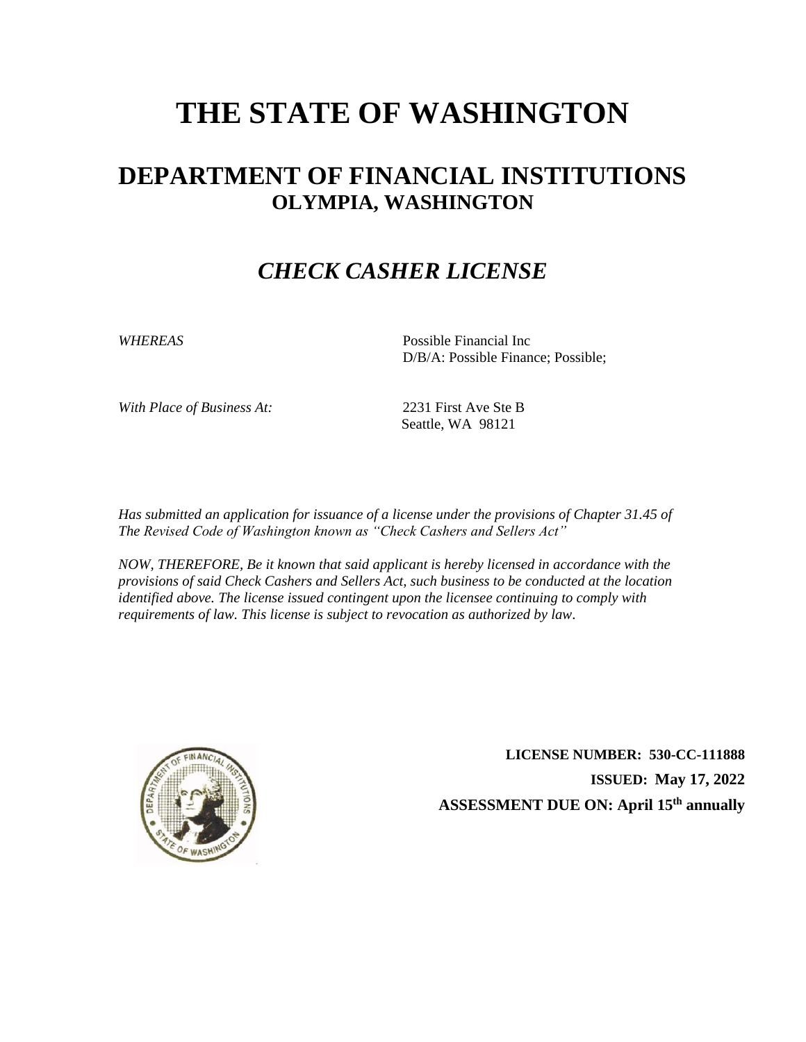# THE STATE OF WASHINGTON

## DEPARTMENT OF FINANCIAL INSTITUTIONS

### OLYMPIA, WASHINGTON

## *CHECK CASHER LICENSE*

*WHEREAS* Possible Financial Inc
D/B/A: Possible Finance; Possible;

*With Place of Business At:* 2231 First Ave Ste B
Seattle, WA 98121

*Has submitted an application for issuance of a license under the provisions of Chapter 31.45 of The Revised Code of Washington known as "Check Cashers and Sellers Act"*

*NOW, THEREFORE, Be it known that said applicant is hereby licensed in accordance with the provisions of said Check Cashers and Sellers Act, such business to be conducted at the location identified above. The license issued contingent upon the licensee continuing to comply with requirements of law. This license is subject to revocation as authorized by law.*

**LICENSE NUMBER: 530-CC-111888**

**ISSUED: May 17, 2022**

**ASSESSMENT DUE ON: April 15th annually**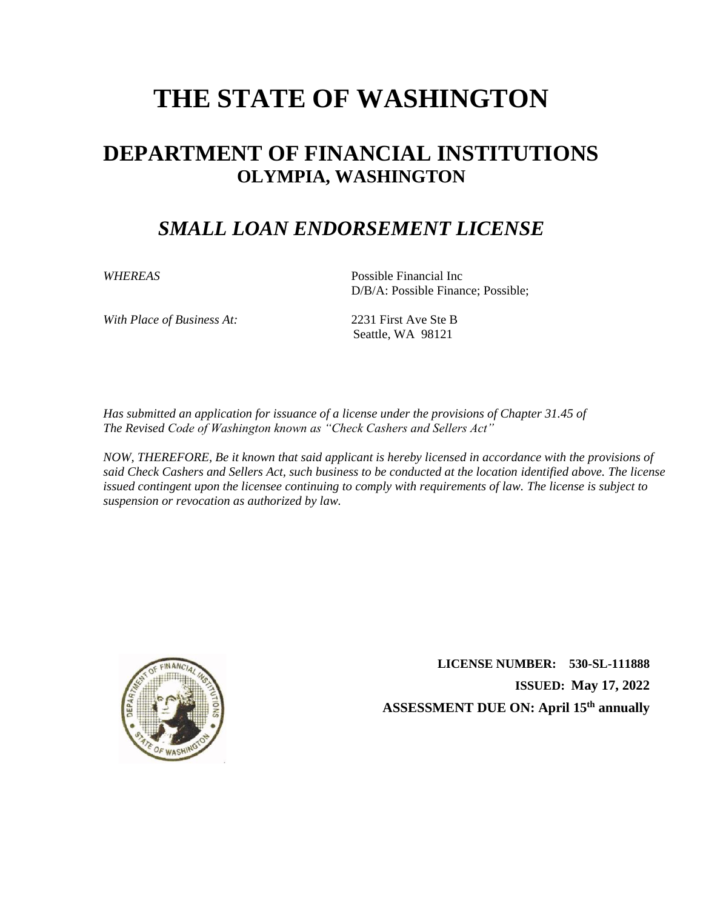# THE STATE OF WASHINGTON

## DEPARTMENT OF FINANCIAL INSTITUTIONS
### OLYMPIA, WASHINGTON

## *SMALL LOAN ENDORSEMENT LICENSE*

*WHEREAS* Possible Financial Inc
D/B/A: Possible Finance; Possible;

*With Place of Business At:* 2231 First Ave Ste B
Seattle, WA 98121

*Has submitted an application for issuance of a license under the provisions of Chapter 31.45 of The Revised Code of Washington known as "Check Cashers and Sellers Act"*

*NOW, THEREFORE, Be it known that said applicant is hereby licensed in accordance with the provisions of said Check Cashers and Sellers Act, such business to be conducted at the location identified above. The license issued contingent upon the licensee continuing to comply with requirements of law. The license is subject to suspension or revocation as authorized by law.*

**LICENSE NUMBER: 530-SL-111888**

**ISSUED: May 17, 2022**

**ASSESSMENT DUE ON: April 15th annually**